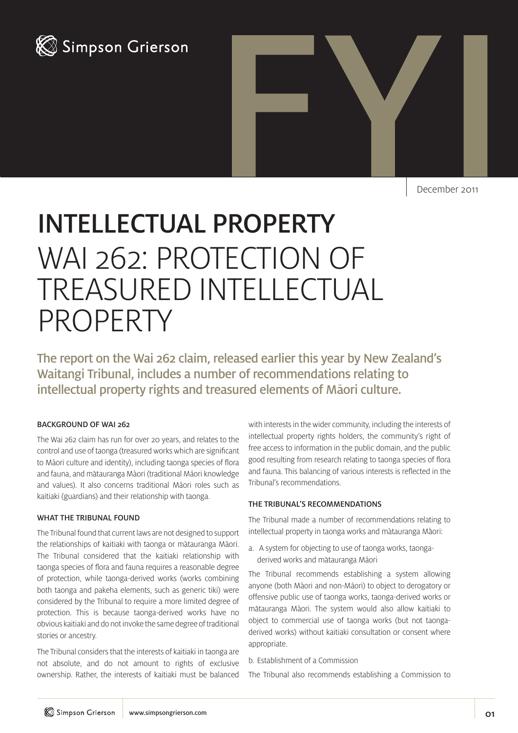Simpson Grierson

FYI

December 2011

# INTELLECTUAL PROPERTY

# WAI 262: PROTECTION OF TREASURED INTELLECTUAL PROPERTY

**The report on the Wai 262 claim, released earlier this year by New Zealand's Waitangi Tribunal, includes a number of recommendations relating to intellectual property rights and treasured elements of Māori culture.**

### BACKGROUND OF WAI 262

The Wai 262 claim has run for over 20 years, and relates to the control and use of taonga (treasured works which are significant to Māori culture and identity), including taonga species of flora and fauna, and mātauranga Māori (traditional Māori knowledge and values). It also concerns traditional Māori roles such as kaitiaki (guardians) and their relationship with taonga.

### WHAT THE TRIBUNAL FOUND

The Tribunal found that current laws are not designed to support the relationships of kaitiaki with taonga or mātauranga Māori. The Tribunal considered that the kaitiaki relationship with taonga species of flora and fauna requires a reasonable degree of protection, while taonga-derived works (works combining both taonga and pakeha elements, such as generic tiki) were considered by the Tribunal to require a more limited degree of protection. This is because taonga-derived works have no obvious kaitiaki and do not invoke the same degree of traditional stories or ancestry.

The Tribunal considers that the interests of kaitiaki in taonga are not absolute, and do not amount to rights of exclusive ownership. Rather, the interests of kaitiaki must be balanced with interests in the wider community, including the interests of intellectual property rights holders, the community's right of free access to information in the public domain, and the public good resulting from research relating to taonga species of flora and fauna. This balancing of various interests is reflected in the Tribunal's recommendations.

### THE TRIBUNAL'S RECOMMENDATIONS

The Tribunal made a number of recommendations relating to intellectual property in taonga works and mātauranga Māori:

a. A system for objecting to use of taonga works, taonga-derived works and mātauranga Māori

The Tribunal recommends establishing a system allowing anyone (both Māori and non-Māori) to object to derogatory or offensive public use of taonga works, taonga-derived works or mātauranga Māori. The system would also allow kaitiaki to object to commercial use of taonga works (but not taonga-derived works) without kaitiaki consultation or consent where appropriate.

b. Establishment of a Commission

The Tribunal also recommends establishing a Commission to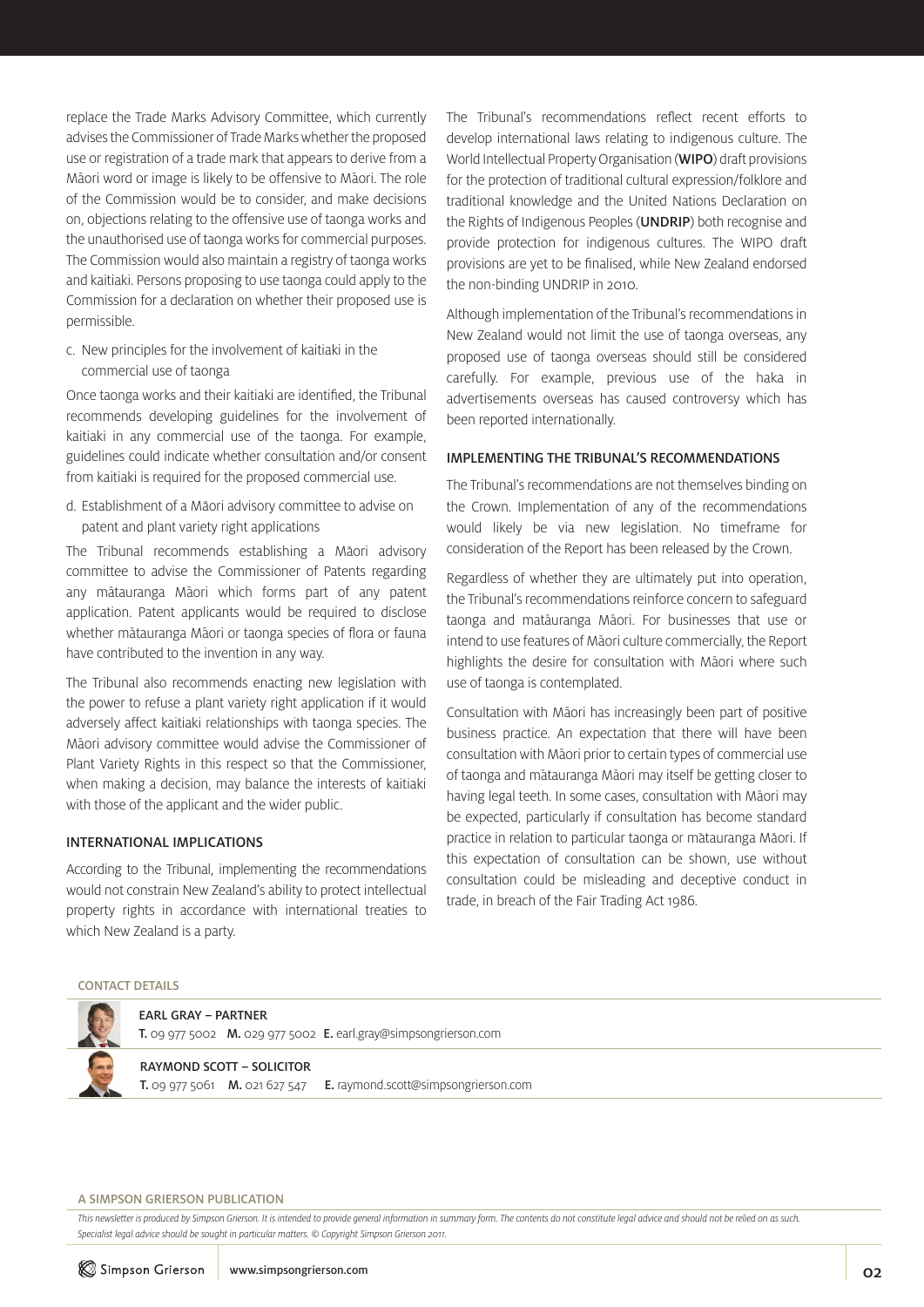replace the Trade Marks Advisory Committee, which currently advises the Commissioner of Trade Marks whether the proposed use or registration of a trade mark that appears to derive from a Māori word or image is likely to be offensive to Māori. The role of the Commission would be to consider, and make decisions on, objections relating to the offensive use of taonga works and the unauthorised use of taonga works for commercial purposes. The Commission would also maintain a registry of taonga works and kaitiaki. Persons proposing to use taonga could apply to the Commission for a declaration on whether their proposed use is permissible.

c. New principles for the involvement of kaitiaki in the commercial use of taonga

Once taonga works and their kaitiaki are identified, the Tribunal recommends developing guidelines for the involvement of kaitiaki in any commercial use of the taonga. For example, guidelines could indicate whether consultation and/or consent from kaitiaki is required for the proposed commercial use.

d. Establishment of a Māori advisory committee to advise on patent and plant variety right applications

The Tribunal recommends establishing a Māori advisory committee to advise the Commissioner of Patents regarding any mātauranga Māori which forms part of any patent application. Patent applicants would be required to disclose whether mātauranga Māori or taonga species of flora or fauna have contributed to the invention in any way.

The Tribunal also recommends enacting new legislation with the power to refuse a plant variety right application if it would adversely affect kaitiaki relationships with taonga species. The Māori advisory committee would advise the Commissioner of Plant Variety Rights in this respect so that the Commissioner, when making a decision, may balance the interests of kaitiaki with those of the applicant and the wider public.

## INTERNATIONAL IMPLICATIONS

According to the Tribunal, implementing the recommendations would not constrain New Zealand's ability to protect intellectual property rights in accordance with international treaties to which New Zealand is a party.

The Tribunal's recommendations reflect recent efforts to develop international laws relating to indigenous culture. The World Intellectual Property Organisation (**WIPO**) draft provisions for the protection of traditional cultural expression/folklore and traditional knowledge and the United Nations Declaration on the Rights of Indigenous Peoples (**UNDRIP**) both recognise and provide protection for indigenous cultures. The WIPO draft provisions are yet to be finalised, while New Zealand endorsed the non-binding UNDRIP in 2010.

Although implementation of the Tribunal's recommendations in New Zealand would not limit the use of taonga overseas, any proposed use of taonga overseas should still be considered carefully. For example, previous use of the haka in advertisements overseas has caused controversy which has been reported internationally.

## IMPLEMENTING THE TRIBUNAL'S RECOMMENDATIONS

The Tribunal's recommendations are not themselves binding on the Crown. Implementation of any of the recommendations would likely be via new legislation. No timeframe for consideration of the Report has been released by the Crown.

Regardless of whether they are ultimately put into operation, the Tribunal's recommendations reinforce concern to safeguard taonga and matāuranga Māori. For businesses that use or intend to use features of Māori culture commercially, the Report highlights the desire for consultation with Māori where such use of taonga is contemplated.

Consultation with Māori has increasingly been part of positive business practice. An expectation that there will have been consultation with Māori prior to certain types of commercial use of taonga and mātauranga Māori may itself be getting closer to having legal teeth. In some cases, consultation with Māori may be expected, particularly if consultation has become standard practice in relation to particular taonga or mātauranga Māori. If this expectation of consultation can be shown, use without consultation could be misleading and deceptive conduct in trade, in breach of the Fair Trading Act 1986.

CONTACT DETAILS

EARL GRAY – PARTNER
**T.** 09 977 5002 **M.** 029 977 5002 **E.** earl.gray@simpsongrierson.com

RAYMOND SCOTT – SOLICITOR
**T.** 09 977 5061 **M.** 021 627 547 **E.** raymond.scott@simpsongrierson.com

A SIMPSON GRIERSON PUBLICATION

*This newsletter is produced by Simpson Grierson. It is intended to provide general information in summary form. The contents do not constitute legal advice and should not be relied on as such. Specialist legal advice should be sought in particular matters. © Copyright Simpson Grierson 2011.*

Simpson Grierson www.simpsongrierson.com